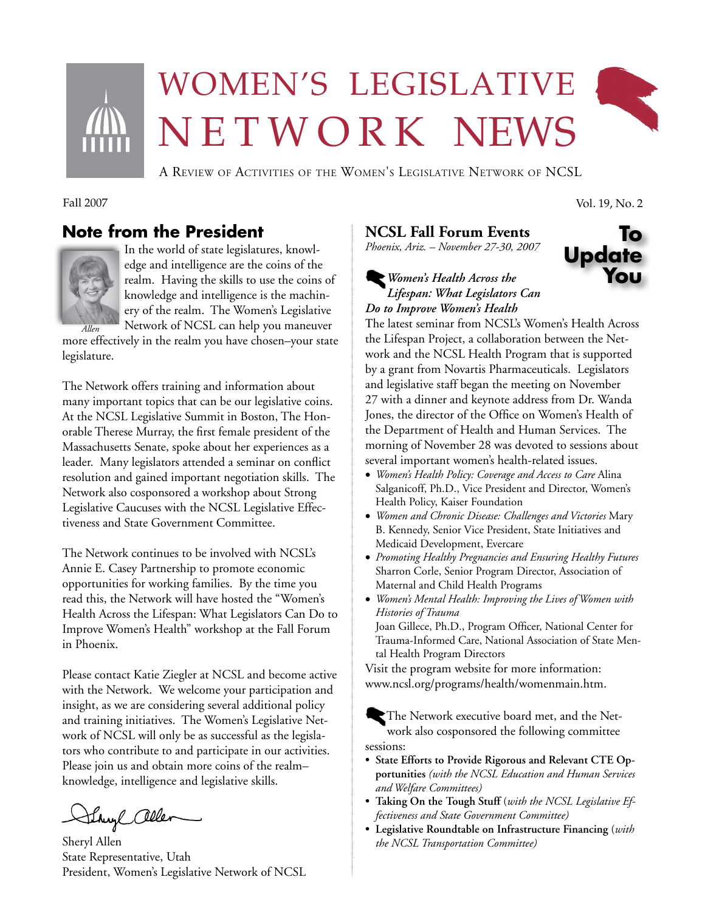# WOMEN'S LEGISLATIVE NETWORK NEWS

A REVIEW OF ACTIVITIES OF THE WOMEN'S LEGISLATIVE NETWORK OF NCSL

Fall 2007

Vol. 19, No. 2

## Note from the President

*Allen*

In the world of state legislatures, knowledge and intelligence are the coins of the realm. Having the skills to use the coins of knowledge and intelligence is the machinery of the realm. The Women's Legislative Network of NCSL can help you maneuver more effectively in the realm you have chosen–your state legislature.

The Network offers training and information about many important topics that can be our legislative coins. At the NCSL Legislative Summit in Boston, The Honorable Therese Murray, the first female president of the Massachusetts Senate, spoke about her experiences as a leader. Many legislators attended a seminar on conflict resolution and gained important negotiation skills. The Network also cosponsored a workshop about Strong Legislative Caucuses with the NCSL Legislative Effectiveness and State Government Committee.

The Network continues to be involved with NCSL's Annie E. Casey Partnership to promote economic opportunities for working families. By the time you read this, the Network will have hosted the "Women's Health Across the Lifespan: What Legislators Can Do to Improve Women's Health" workshop at the Fall Forum in Phoenix.

Please contact Katie Ziegler at NCSL and become active with the Network. We welcome your participation and insight, as we are considering several additional policy and training initiatives. The Women's Legislative Network of NCSL will only be as successful as the legislators who contribute to and participate in our activities. Please join us and obtain more coins of the realm–knowledge, intelligence and legislative skills.

Sheryl Allen
State Representative, Utah
President, Women's Legislative Network of NCSL

## NCSL Fall Forum Events

**To Update You**

*Phoenix, Ariz. – November 27-30, 2007*

### *Women's Health Across the Lifespan: What Legislators Can Do to Improve Women's Health*

The latest seminar from NCSL's Women's Health Across the Lifespan Project, a collaboration between the Network and the NCSL Health Program that is supported by a grant from Novartis Pharmaceuticals. Legislators and legislative staff began the meeting on November 27 with a dinner and keynote address from Dr. Wanda Jones, the director of the Office on Women's Health of the Department of Health and Human Services. The morning of November 28 was devoted to sessions about several important women's health-related issues.

- *Women's Health Policy: Coverage and Access to Care* Alina Salganicoff, Ph.D., Vice President and Director, Women's Health Policy, Kaiser Foundation
- *Women and Chronic Disease: Challenges and Victories* Mary B. Kennedy, Senior Vice President, State Initiatives and Medicaid Development, Evercare
- *Promoting Healthy Pregnancies and Ensuring Healthy Futures* Sharron Corle, Senior Program Director, Association of Maternal and Child Health Programs
- *Women's Mental Health: Improving the Lives of Women with Histories of Trauma*
  Joan Gillece, Ph.D., Program Officer, National Center for Trauma-Informed Care, National Association of State Mental Health Program Directors

Visit the program website for more information: www.ncsl.org/programs/health/womenmain.htm.

The Network executive board met, and the Network also cosponsored the following committee sessions:

- **State Efforts to Provide Rigorous and Relevant CTE Opportunities** *(with the NCSL Education and Human Services and Welfare Committees)*
- **Taking On the Tough Stuff** (*with the NCSL Legislative Effectiveness and State Government Committee)*
- **Legislative Roundtable on Infrastructure Financing** (*with the NCSL Transportation Committee)*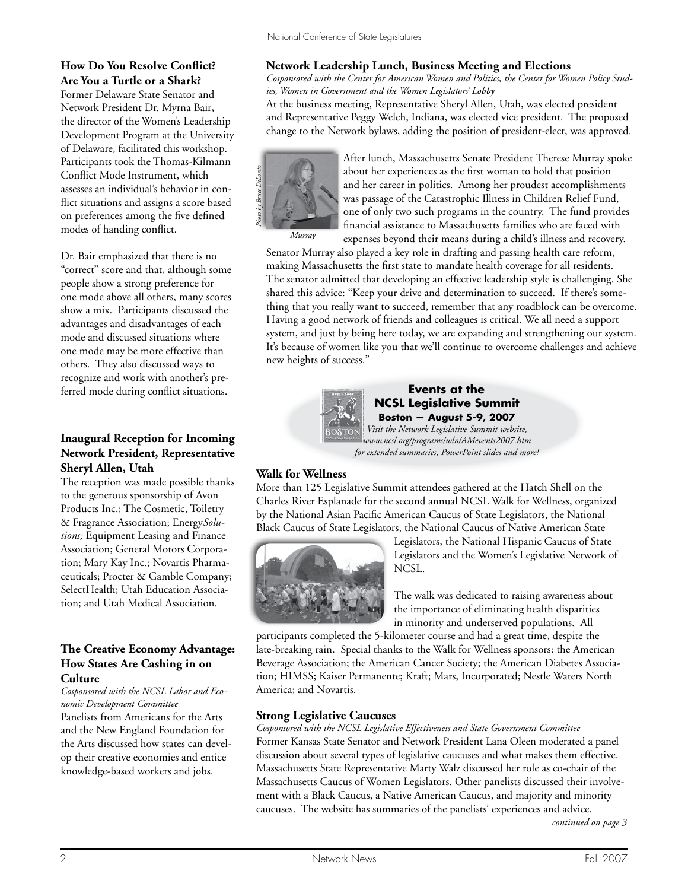### How Do You Resolve Conflict? Are You a Turtle or a Shark?

Former Delaware State Senator and Network President Dr. Myrna Bair, the director of the Women's Leadership Development Program at the University of Delaware, facilitated this workshop. Participants took the Thomas-Kilmann Conflict Mode Instrument, which assesses an individual's behavior in conflict situations and assigns a score based on preferences among the five defined modes of handing conflict.

Dr. Bair emphasized that there is no "correct" score and that, although some people show a strong preference for one mode above all others, many scores show a mix. Participants discussed the advantages and disadvantages of each mode and discussed situations where one mode may be more effective than others. They also discussed ways to recognize and work with another's preferred mode during conflict situations.

### Inaugural Reception for Incoming Network President, Representative Sheryl Allen, Utah

The reception was made possible thanks to the generous sponsorship of Avon Products Inc.; The Cosmetic, Toiletry & Fragrance Association; Energy*Solutions;* Equipment Leasing and Finance Association; General Motors Corporation; Mary Kay Inc.; Novartis Pharmaceuticals; Procter & Gamble Company; SelectHealth; Utah Education Association; and Utah Medical Association.

### The Creative Economy Advantage: How States Are Cashing in on Culture

*Cosponsored with the NCSL Labor and Economic Development Committee*

Panelists from Americans for the Arts and the New England Foundation for the Arts discussed how states can develop their creative economies and entice knowledge-based workers and jobs.

### Network Leadership Lunch, Business Meeting and Elections

*Cosponsored with the Center for American Women and Politics, the Center for Women Policy Studies, Women in Government and the Women Legislators' Lobby*

At the business meeting, Representative Sheryl Allen, Utah, was elected president and Representative Peggy Welch, Indiana, was elected vice president. The proposed change to the Network bylaws, adding the position of president-elect, was approved.

*Photo by Bruce DiLoreto*

*Murray*

After lunch, Massachusetts Senate President Therese Murray spoke about her experiences as the first woman to hold that position and her career in politics. Among her proudest accomplishments was passage of the Catastrophic Illness in Children Relief Fund, one of only two such programs in the country. The fund provides financial assistance to Massachusetts families who are faced with expenses beyond their means during a child's illness and recovery. Senator Murray also played a key role in drafting and passing health care reform, making Massachusetts the first state to mandate health coverage for all residents. The senator admitted that developing an effective leadership style is challenging. She shared this advice: "Keep your drive and determination to succeed. If there's something that you really want to succeed, remember that any roadblock can be overcome. Having a good network of friends and colleagues is critical. We all need a support system, and just by being here today, we are expanding and strengthening our system. It's because of women like you that we'll continue to overcome challenges and achieve new heights of success."

**Events at the NCSL Legislative Summit**
**Boston — August 5-9, 2007**
*Visit the Network Legislative Summit website, www.ncsl.org/programs/wln/AMevents2007.htm for extended summaries, PowerPoint slides and more!*

### Walk for Wellness

More than 125 Legislative Summit attendees gathered at the Hatch Shell on the Charles River Esplanade for the second annual NCSL Walk for Wellness, organized by the National Asian Pacific American Caucus of State Legislators, the National Black Caucus of State Legislators, the National Caucus of Native American State Legislators, the National Hispanic Caucus of State Legislators and the Women's Legislative Network of NCSL.

The walk was dedicated to raising awareness about the importance of eliminating health disparities in minority and underserved populations. All participants completed the 5-kilometer course and had a great time, despite the late-breaking rain. Special thanks to the Walk for Wellness sponsors: the American Beverage Association; the American Cancer Society; the American Diabetes Association; HIMSS; Kaiser Permanente; Kraft; Mars, Incorporated; Nestle Waters North America; and Novartis.

### Strong Legislative Caucuses

*Cosponsored with the NCSL Legislative Effectiveness and State Government Committee*

Former Kansas State Senator and Network President Lana Oleen moderated a panel discussion about several types of legislative caucuses and what makes them effective. Massachusetts State Representative Marty Walz discussed her role as co-chair of the Massachusetts Caucus of Women Legislators. Other panelists discussed their involvement with a Black Caucus, a Native American Caucus, and majority and minority caucuses. The website has summaries of the panelists' experiences and advice.

*continued on page 3*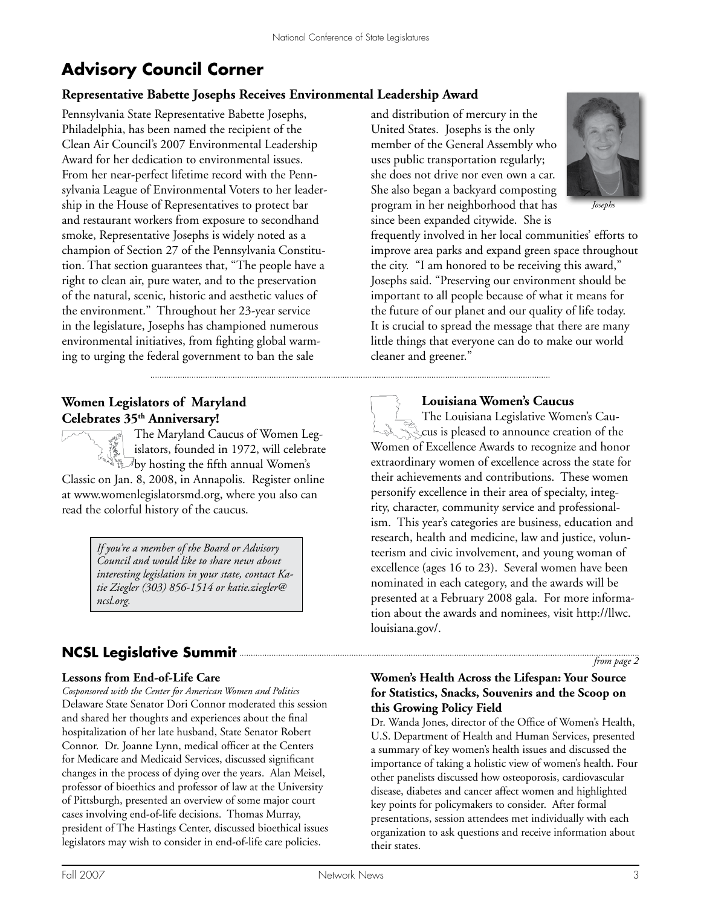## Advisory Council Corner

### Representative Babette Josephs Receives Environmental Leadership Award

Pennsylvania State Representative Babette Josephs, Philadelphia, has been named the recipient of the Clean Air Council's 2007 Environmental Leadership Award for her dedication to environmental issues. From her near-perfect lifetime record with the Pennsylvania League of Environmental Voters to her leadership in the House of Representatives to protect bar and restaurant workers from exposure to secondhand smoke, Representative Josephs is widely noted as a champion of Section 27 of the Pennsylvania Constitution. That section guarantees that, "The people have a right to clean air, pure water, and to the preservation of the natural, scenic, historic and aesthetic values of the environment." Throughout her 23-year service in the legislature, Josephs has championed numerous environmental initiatives, from fighting global warming to urging the federal government to ban the sale and distribution of mercury in the United States. Josephs is the only member of the General Assembly who uses public transportation regularly; she does not drive nor even own a car. She also began a backyard composting program in her neighborhood that has since been expanded citywide. She is frequently involved in her local communities' efforts to improve area parks and expand green space throughout the city. "I am honored to be receiving this award," Josephs said. "Preserving our environment should be important to all people because of what it means for the future of our planet and our quality of life today. It is crucial to spread the message that there are many little things that everyone can do to make our world cleaner and greener."

*Josephs*

### Women Legislators of Maryland Celebrates 35th Anniversary!

The Maryland Caucus of Women Legislators, founded in 1972, will celebrate by hosting the fifth annual Women's Classic on Jan. 8, 2008, in Annapolis. Register online at www.womenlegislatorsmd.org, where you also can read the colorful history of the caucus.

> *If you're a member of the Board or Advisory Council and would like to share news about interesting legislation in your state, contact Katie Ziegler (303) 856-1514 or katie.ziegler@ncsl.org.*

### Louisiana Women's Caucus

The Louisiana Legislative Women's Caucus is pleased to announce creation of the Women of Excellence Awards to recognize and honor extraordinary women of excellence across the state for their achievements and contributions. These women personify excellence in their area of specialty, integrity, character, community service and professionalism. This year's categories are business, education and research, health and medicine, law and justice, volunteerism and civic involvement, and young woman of excellence (ages 16 to 23). Several women have been nominated in each category, and the awards will be presented at a February 2008 gala. For more information about the awards and nominees, visit http://llwc.louisiana.gov/.

## NCSL Legislative Summit

*from page 2*

### Lessons from End-of-Life Care

*Cosponsored with the Center for American Women and Politics*

Delaware State Senator Dori Connor moderated this session and shared her thoughts and experiences about the final hospitalization of her late husband, State Senator Robert Connor. Dr. Joanne Lynn, medical officer at the Centers for Medicare and Medicaid Services, discussed significant changes in the process of dying over the years. Alan Meisel, professor of bioethics and professor of law at the University of Pittsburgh, presented an overview of some major court cases involving end-of-life decisions. Thomas Murray, president of The Hastings Center, discussed bioethical issues legislators may wish to consider in end-of-life care policies.

### Women's Health Across the Lifespan: Your Source for Statistics, Snacks, Souvenirs and the Scoop on this Growing Policy Field

Dr. Wanda Jones, director of the Office of Women's Health, U.S. Department of Health and Human Services, presented a summary of key women's health issues and discussed the importance of taking a holistic view of women's health. Four other panelists discussed how osteoporosis, cardiovascular disease, diabetes and cancer affect women and highlighted key points for policymakers to consider. After formal presentations, session attendees met individually with each organization to ask questions and receive information about their states.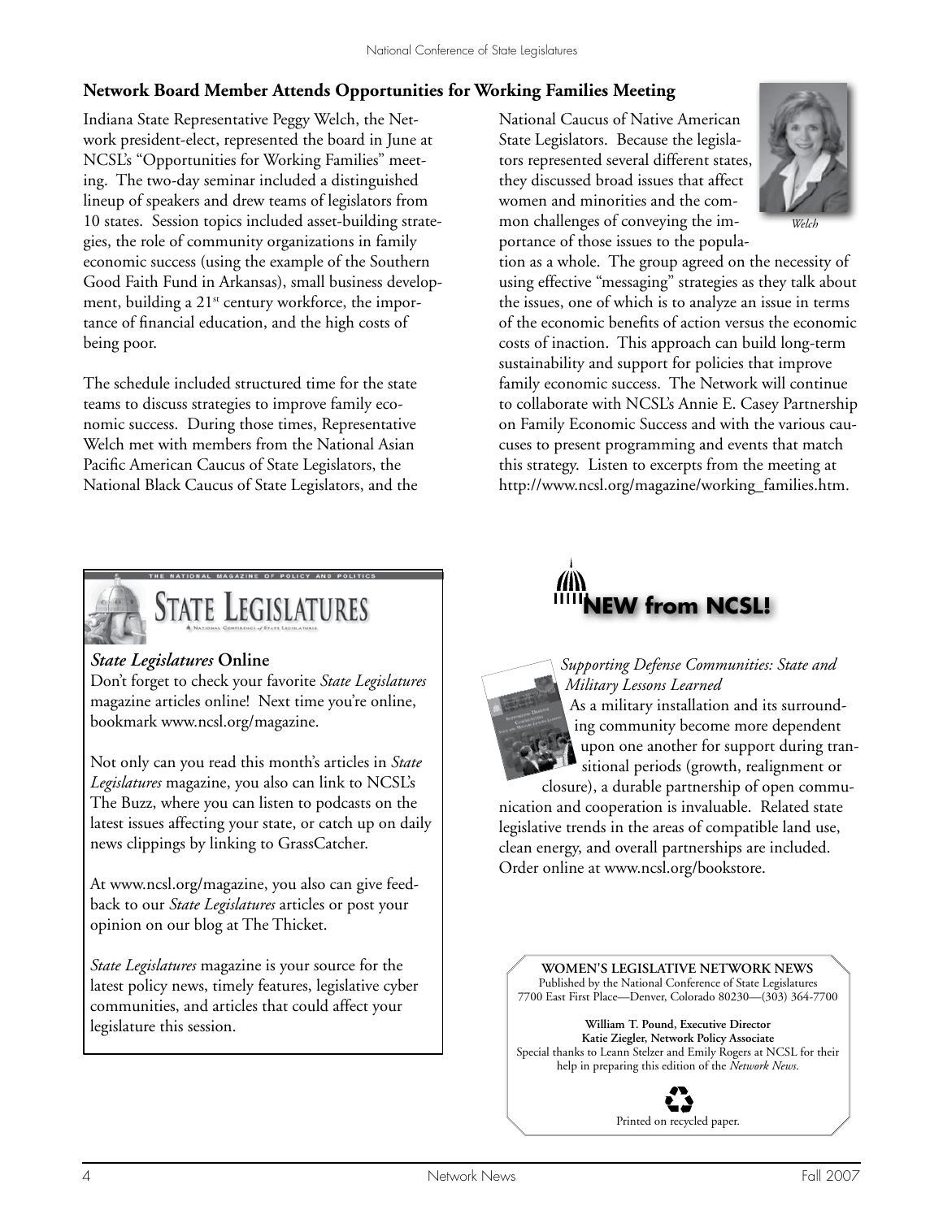## Network Board Member Attends Opportunities for Working Families Meeting

Indiana State Representative Peggy Welch, the Network president-elect, represented the board in June at NCSL's "Opportunities for Working Families" meeting. The two-day seminar included a distinguished lineup of speakers and drew teams of legislators from 10 states. Session topics included asset-building strategies, the role of community organizations in family economic success (using the example of the Southern Good Faith Fund in Arkansas), small business development, building a 21st century workforce, the importance of financial education, and the high costs of being poor.

The schedule included structured time for the state teams to discuss strategies to improve family economic success. During those times, Representative Welch met with members from the National Asian Pacific American Caucus of State Legislators, the National Black Caucus of State Legislators, and the National Caucus of Native American State Legislators. Because the legislators represented several different states, they discussed broad issues that affect women and minorities and the common challenges of conveying the importance of those issues to the population as a whole. The group agreed on the necessity of using effective "messaging" strategies as they talk about the issues, one of which is to analyze an issue in terms of the economic benefits of action versus the economic costs of inaction. This approach can build long-term sustainability and support for policies that improve family economic success. The Network will continue to collaborate with NCSL's Annie E. Casey Partnership on Family Economic Success and with the various caucuses to present programming and events that match this strategy. Listen to excerpts from the meeting at http://www.ncsl.org/magazine/working_families.htm.

*Welch*

THE NATIONAL MAGAZINE OF POLICY AND POLITICS

STATE LEGISLATURES

National Conference of State Legislatures

### *State Legislatures* Online

Don't forget to check your favorite *State Legislatures* magazine articles online! Next time you're online, bookmark www.ncsl.org/magazine.

Not only can you read this month's articles in *State Legislatures* magazine, you also can link to NCSL's The Buzz, where you can listen to podcasts on the latest issues affecting your state, or catch up on daily news clippings by linking to GrassCatcher.

At www.ncsl.org/magazine, you also can give feedback to our *State Legislatures* articles or post your opinion on our blog at The Thicket.

*State Legislatures* magazine is your source for the latest policy news, timely features, legislative cyber communities, and articles that could affect your legislature this session.

## NEW from NCSL!

*Supporting Defense Communities: State and Military Lessons Learned*

As a military installation and its surrounding community become more dependent upon one another for support during transitional periods (growth, realignment or closure), a durable partnership of open communication and cooperation is invaluable. Related state legislative trends in the areas of compatible land use, clean energy, and overall partnerships are included. Order online at www.ncsl.org/bookstore.

**WOMEN'S LEGISLATIVE NETWORK NEWS**

Published by the National Conference of State Legislatures
7700 East First Place—Denver, Colorado 80230—(303) 364-7700

**William T. Pound, Executive Director**
**Katie Ziegler, Network Policy Associate**

Special thanks to Leann Stelzer and Emily Rogers at NCSL for their help in preparing this edition of the *Network News*.

Printed on recycled paper.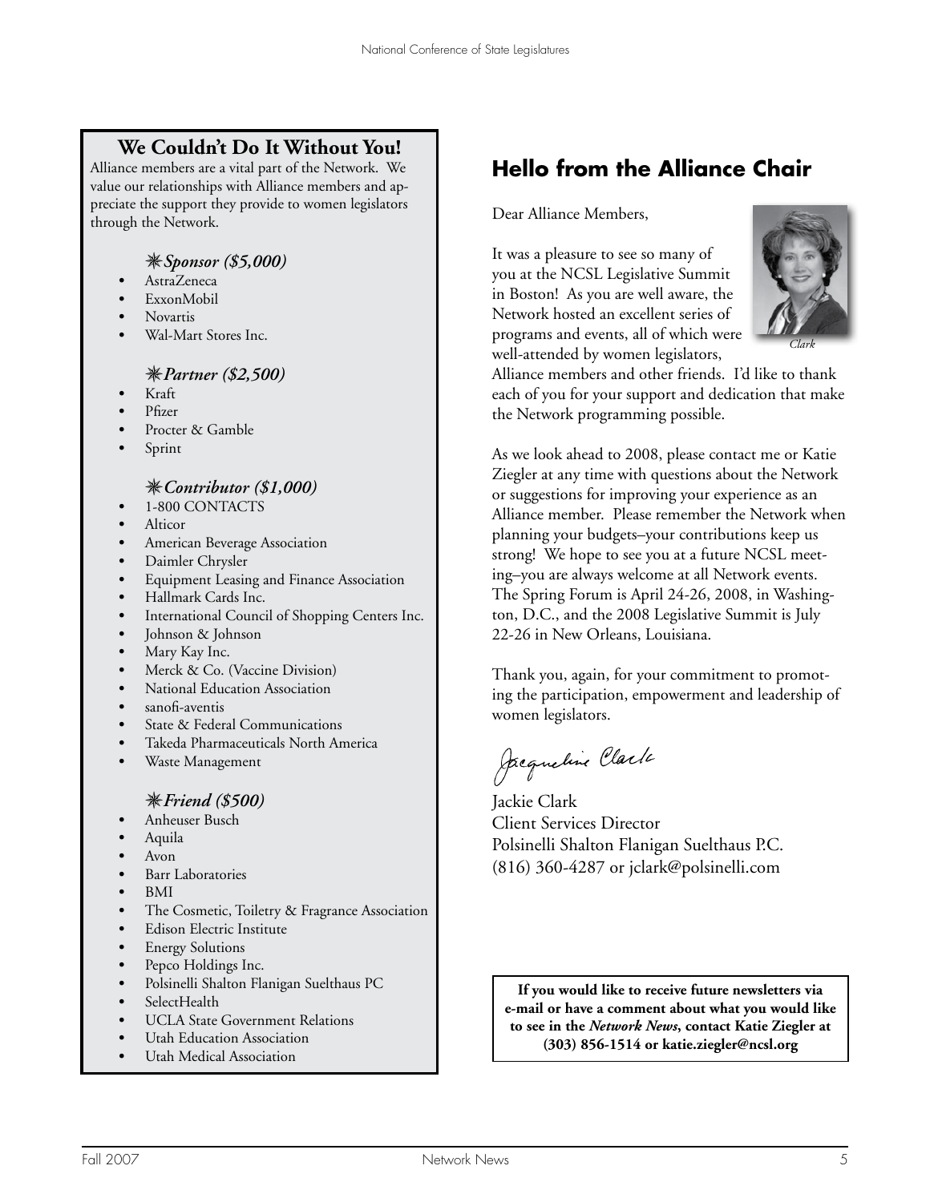## We Couldn't Do It Without You!

Alliance members are a vital part of the Network. We value our relationships with Alliance members and appreciate the support they provide to women legislators through the Network.

### ✳ *Sponsor ($5,000)*

- AstraZeneca
- ExxonMobil
- Novartis
- Wal-Mart Stores Inc.

### ✳ *Partner ($2,500)*

- Kraft
- Pfizer
- Procter & Gamble
- Sprint

### ✳ *Contributor ($1,000)*

- 1-800 CONTACTS
- Alticor
- American Beverage Association
- Daimler Chrysler
- Equipment Leasing and Finance Association
- Hallmark Cards Inc.
- International Council of Shopping Centers Inc.
- Johnson & Johnson
- Mary Kay Inc.
- Merck & Co. (Vaccine Division)
- National Education Association
- sanofi-aventis
- State & Federal Communications
- Takeda Pharmaceuticals North America
- Waste Management

### ✳ *Friend ($500)*

- Anheuser Busch
- Aquila
- Avon
- Barr Laboratories
- BMI
- The Cosmetic, Toiletry & Fragrance Association
- Edison Electric Institute
- Energy Solutions
- Pepco Holdings Inc.
- Polsinelli Shalton Flanigan Suelthaus PC
- SelectHealth
- UCLA State Government Relations
- Utah Education Association
- Utah Medical Association

## Hello from the Alliance Chair

Dear Alliance Members,

It was a pleasure to see so many of you at the NCSL Legislative Summit in Boston! As you are well aware, the Network hosted an excellent series of programs and events, all of which were well-attended by women legislators, Alliance members and other friends. I'd like to thank each of you for your support and dedication that make the Network programming possible.

*Clark*

As we look ahead to 2008, please contact me or Katie Ziegler at any time with questions about the Network or suggestions for improving your experience as an Alliance member. Please remember the Network when planning your budgets–your contributions keep us strong! We hope to see you at a future NCSL meeting–you are always welcome at all Network events. The Spring Forum is April 24-26, 2008, in Washington, D.C., and the 2008 Legislative Summit is July 22-26 in New Orleans, Louisiana.

Thank you, again, for your commitment to promoting the participation, empowerment and leadership of women legislators.

*Jacqueline Clark*

Jackie Clark
Client Services Director
Polsinelli Shalton Flanigan Suelthaus P.C.
(816) 360-4287 or jclark@polsinelli.com

**If you would like to receive future newsletters via e-mail or have a comment about what you would like to see in the *Network News*, contact Katie Ziegler at (303) 856-1514 or katie.ziegler@ncsl.org**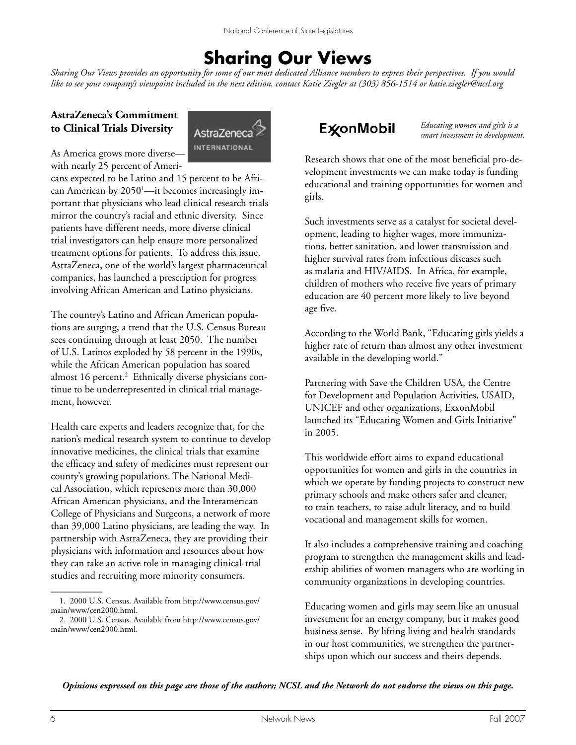# Sharing Our Views

*Sharing Our Views provides an opportunity for some of our most dedicated Alliance members to express their perspectives. If you would like to see your company's viewpoint included in the next edition, contact Katie Ziegler at (303) 856-1514 or katie.ziegler@ncsl.org*

## AstraZeneca's Commitment to Clinical Trials Diversity

AstraZeneca INTERNATIONAL

As America grows more diverse—with nearly 25 percent of Americans expected to be Latino and 15 percent to be African American by 2050[1]—it becomes increasingly important that physicians who lead clinical research trials mirror the country's racial and ethnic diversity. Since patients have different needs, more diverse clinical trial investigators can help ensure more personalized treatment options for patients. To address this issue, AstraZeneca, one of the world's largest pharmaceutical companies, has launched a prescription for progress involving African American and Latino physicians.

The country's Latino and African American populations are surging, a trend that the U.S. Census Bureau sees continuing through at least 2050. The number of U.S. Latinos exploded by 58 percent in the 1990s, while the African American population has soared almost 16 percent.[2] Ethnically diverse physicians continue to be underrepresented in clinical trial management, however.

Health care experts and leaders recognize that, for the nation's medical research system to continue to develop innovative medicines, the clinical trials that examine the efficacy and safety of medicines must represent our county's growing populations. The National Medical Association, which represents more than 30,000 African American physicians, and the Interamerican College of Physicians and Surgeons, a network of more than 39,000 Latino physicians, are leading the way. In partnership with AstraZeneca, they are providing their physicians with information and resources about how they can take an active role in managing clinical-trial studies and recruiting more minority consumers.

1. 2000 U.S. Census. Available from http://www.census.gov/main/www/cen2000.html.
2. 2000 U.S. Census. Available from http://www.census.gov/main/www/cen2000.html.

## ExxonMobil

*Educating women and girls is a smart investment in development.*

Research shows that one of the most beneficial pro-development investments we can make today is funding educational and training opportunities for women and girls.

Such investments serve as a catalyst for societal development, leading to higher wages, more immunizations, better sanitation, and lower transmission and higher survival rates from infectious diseases such as malaria and HIV/AIDS. In Africa, for example, children of mothers who receive five years of primary education are 40 percent more likely to live beyond age five.

According to the World Bank, "Educating girls yields a higher rate of return than almost any other investment available in the developing world."

Partnering with Save the Children USA, the Centre for Development and Population Activities, USAID, UNICEF and other organizations, ExxonMobil launched its "Educating Women and Girls Initiative" in 2005.

This worldwide effort aims to expand educational opportunities for women and girls in the countries in which we operate by funding projects to construct new primary schools and make others safer and cleaner, to train teachers, to raise adult literacy, and to build vocational and management skills for women.

It also includes a comprehensive training and coaching program to strengthen the management skills and leadership abilities of women managers who are working in community organizations in developing countries.

Educating women and girls may seem like an unusual investment for an energy company, but it makes good business sense. By lifting living and health standards in our host communities, we strengthen the partnerships upon which our success and theirs depends.

***Opinions expressed on this page are those of the authors; NCSL and the Network do not endorse the views on this page.***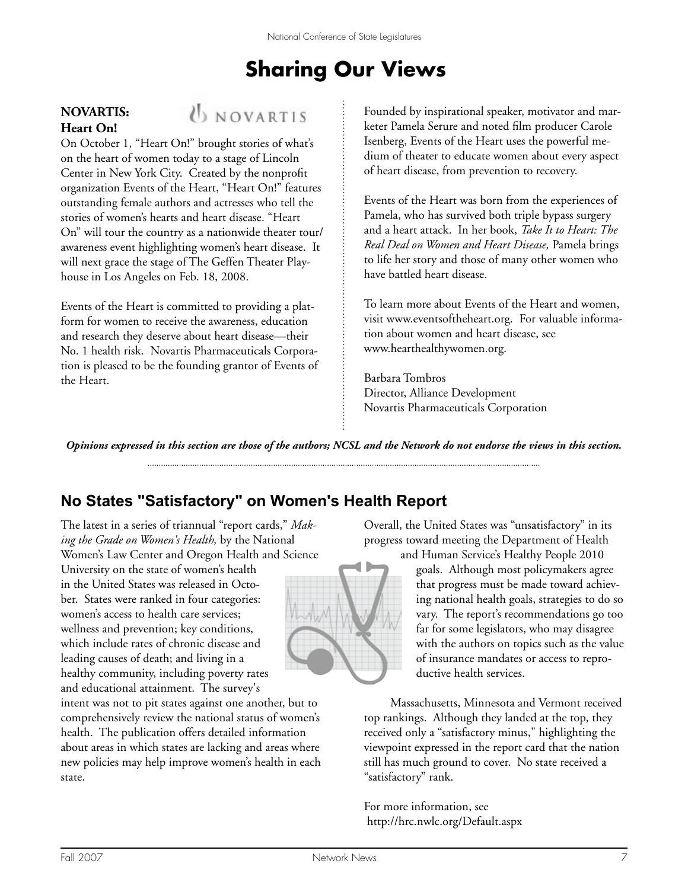# Sharing Our Views

**NOVARTIS:**
**Heart On!**

On October 1, "Heart On!" brought stories of what's on the heart of women today to a stage of Lincoln Center in New York City. Created by the nonprofit organization Events of the Heart, "Heart On!" features outstanding female authors and actresses who tell the stories of women's hearts and heart disease. "Heart On" will tour the country as a nationwide theater tour/awareness event highlighting women's heart disease. It will next grace the stage of The Geffen Theater Playhouse in Los Angeles on Feb. 18, 2008.

Events of the Heart is committed to providing a platform for women to receive the awareness, education and research they deserve about heart disease—their No. 1 health risk. Novartis Pharmaceuticals Corporation is pleased to be the founding grantor of Events of the Heart.

Founded by inspirational speaker, motivator and marketer Pamela Serure and noted film producer Carole Isenberg, Events of the Heart uses the powerful medium of theater to educate women about every aspect of heart disease, from prevention to recovery.

Events of the Heart was born from the experiences of Pamela, who has survived both triple bypass surgery and a heart attack. In her book, *Take It to Heart: The Real Deal on Women and Heart Disease,* Pamela brings to life her story and those of many other women who have battled heart disease.

To learn more about Events of the Heart and women, visit www.eventsoftheheart.org. For valuable information about women and heart disease, see www.hearthealthywomen.org.

Barbara Tombros
Director, Alliance Development
Novartis Pharmaceuticals Corporation

***Opinions expressed in this section are those of the authors; NCSL and the Network do not endorse the views in this section.***

## No States "Satisfactory" on Women's Health Report

The latest in a series of triannual "report cards," *Making the Grade on Women's Health,* by the National Women's Law Center and Oregon Health and Science University on the state of women's health in the United States was released in October. States were ranked in four categories: women's access to health care services; wellness and prevention; key conditions, which include rates of chronic disease and leading causes of death; and living in a healthy community, including poverty rates and educational attainment. The survey's intent was not to pit states against one another, but to comprehensively review the national status of women's health. The publication offers detailed information about areas in which states are lacking and areas where new policies may help improve women's health in each state.

Overall, the United States was "unsatisfactory" in its progress toward meeting the Department of Health and Human Service's Healthy People 2010 goals. Although most policymakers agree that progress must be made toward achieving national health goals, strategies to do so vary. The report's recommendations go too far for some legislators, who may disagree with the authors on topics such as the value of insurance mandates or access to reproductive health services.

Massachusetts, Minnesota and Vermont received top rankings. Although they landed at the top, they received only a "satisfactory minus," highlighting the viewpoint expressed in the report card that the nation still has much ground to cover. No state received a "satisfactory" rank.

For more information, see
http://hrc.nwlc.org/Default.aspx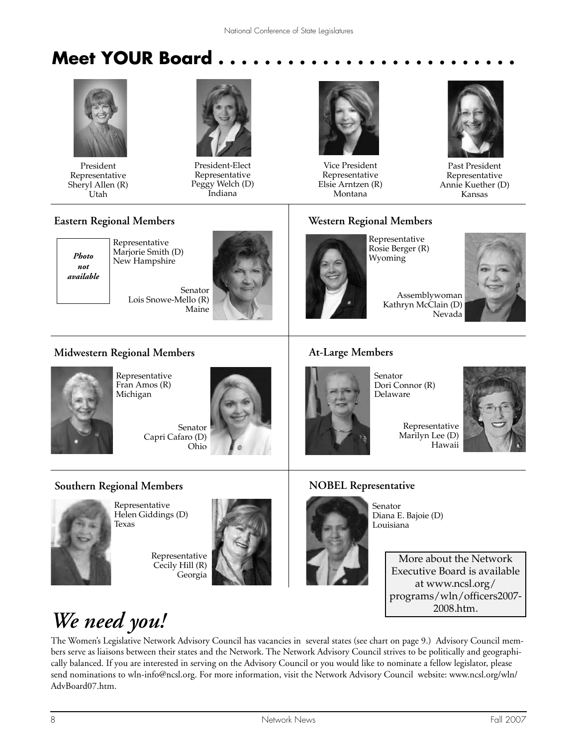# Meet YOUR Board . . . . . . . . . . . . . . . . . . . . . . . . .

President
Representative
Sheryl Allen (R)
Utah

President-Elect
Representative
Peggy Welch (D)
Indiana

Vice President
Representative
Elsie Arntzen (R)
Montana

Past President
Representative
Annie Kuether (D)
Kansas

## Eastern Regional Members

*Photo not available*

Representative
Marjorie Smith (D)
New Hampshire

Senator
Lois Snowe-Mello (R)
Maine

## Western Regional Members

Representative
Rosie Berger (R)
Wyoming

Assemblywoman
Kathryn McClain (D)
Nevada

## Midwestern Regional Members

Representative
Fran Amos (R)
Michigan

Senator
Capri Cafaro (D)
Ohio

## At-Large Members

Senator
Dori Connor (R)
Delaware

Representative
Marilyn Lee (D)
Hawaii

## Southern Regional Members

Representative
Helen Giddings (D)
Texas

Representative
Cecily Hill (R)
Georgia

## NOBEL Representative

Senator
Diana E. Bajoie (D)
Louisiana

More about the Network Executive Board is available at www.ncsl.org/programs/wln/officers2007-2008.htm.

# *We need you!*

The Women's Legislative Network Advisory Council has vacancies in several states (see chart on page 9.) Advisory Council members serve as liaisons between their states and the Network. The Network Advisory Council strives to be politically and geographically balanced. If you are interested in serving on the Advisory Council or you would like to nominate a fellow legislator, please send nominations to wln-info@ncsl.org. For more information, visit the Network Advisory Council website: www.ncsl.org/wln/AdvBoard07.htm.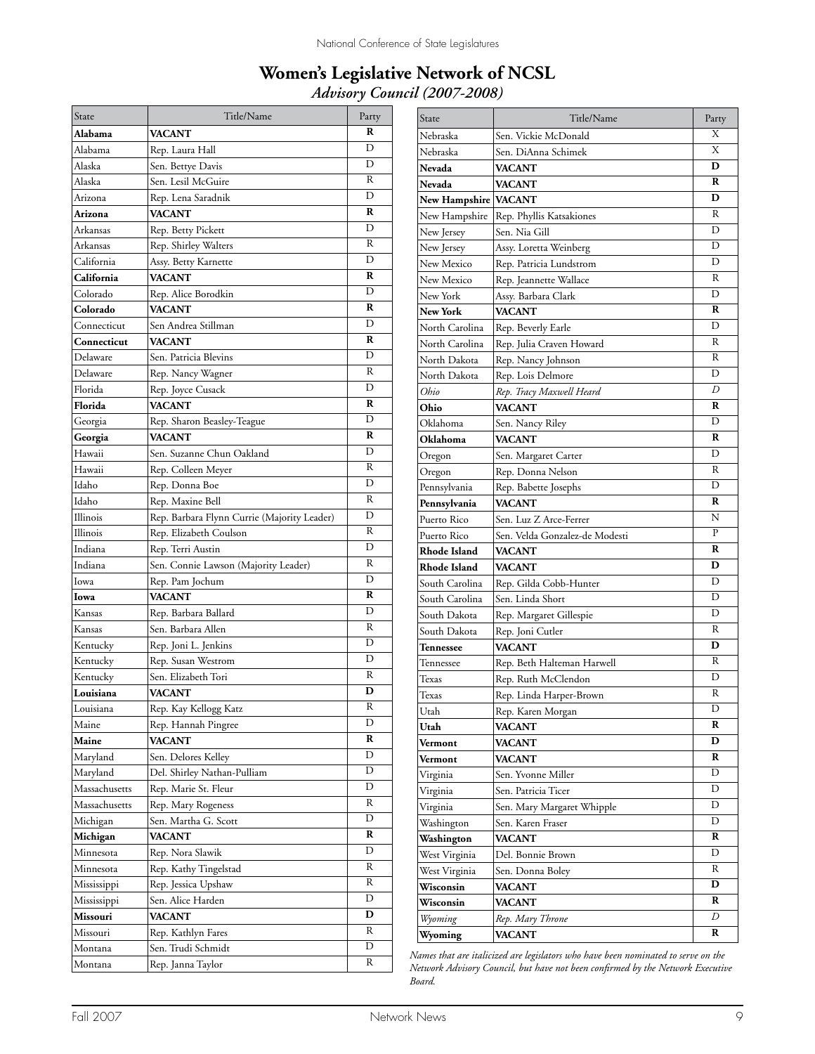# Women's Legislative Network of NCSL

*Advisory Council (2007-2008)*

| State | Title/Name | Party |
|---|---|---|
| **Alabama** | **VACANT** | **R** |
| Alabama | Rep. Laura Hall | D |
| Alaska | Sen. Bettye Davis | D |
| Alaska | Sen. Lesil McGuire | R |
| Arizona | Rep. Lena Saradnik | D |
| **Arizona** | **VACANT** | **R** |
| Arkansas | Rep. Betty Pickett | D |
| Arkansas | Rep. Shirley Walters | R |
| California | Assy. Betty Karnette | D |
| **California** | **VACANT** | **R** |
| Colorado | Rep. Alice Borodkin | D |
| **Colorado** | **VACANT** | **R** |
| Connecticut | Sen Andrea Stillman | D |
| **Connecticut** | **VACANT** | **R** |
| Delaware | Sen. Patricia Blevins | D |
| Delaware | Rep. Nancy Wagner | R |
| Florida | Rep. Joyce Cusack | D |
| **Florida** | **VACANT** | **R** |
| Georgia | Rep. Sharon Beasley-Teague | D |
| **Georgia** | **VACANT** | **R** |
| Hawaii | Sen. Suzanne Chun Oakland | D |
| Hawaii | Rep. Colleen Meyer | R |
| Idaho | Rep. Donna Boe | D |
| Idaho | Rep. Maxine Bell | R |
| Illinois | Rep. Barbara Flynn Currie (Majority Leader) | D |
| Illinois | Rep. Elizabeth Coulson | R |
| Indiana | Rep. Terri Austin | D |
| Indiana | Sen. Connie Lawson (Majority Leader) | R |
| Iowa | Rep. Pam Jochum | D |
| **Iowa** | **VACANT** | **R** |
| Kansas | Rep. Barbara Ballard | D |
| Kansas | Sen. Barbara Allen | R |
| Kentucky | Rep. Joni L. Jenkins | D |
| Kentucky | Rep. Susan Westrom | D |
| Kentucky | Sen. Elizabeth Tori | R |
| **Louisiana** | **VACANT** | **D** |
| Louisiana | Rep. Kay Kellogg Katz | R |
| Maine | Rep. Hannah Pingree | D |
| **Maine** | **VACANT** | **R** |
| Maryland | Sen. Delores Kelley | D |
| Maryland | Del. Shirley Nathan-Pulliam | D |
| Massachusetts | Rep. Marie St. Fleur | D |
| Massachusetts | Rep. Mary Rogeness | R |
| Michigan | Sen. Martha G. Scott | D |
| **Michigan** | **VACANT** | **R** |
| Minnesota | Rep. Nora Slawik | D |
| Minnesota | Rep. Kathy Tingelstad | R |
| Mississippi | Rep. Jessica Upshaw | R |
| Mississippi | Sen. Alice Harden | D |
| **Missouri** | **VACANT** | **D** |
| Missouri | Rep. Kathlyn Fares | R |
| Montana | Sen. Trudi Schmidt | D |
| Montana | Rep. Janna Taylor | R |
| Nebraska | Sen. Vickie McDonald | X |
| Nebraska | Sen. DiAnna Schimek | X |
| **Nevada** | **VACANT** | **D** |
| **Nevada** | **VACANT** | **R** |
| **New Hampshire** | **VACANT** | **D** |
| New Hampshire | Rep. Phyllis Katsakiones | R |
| New Jersey | Sen. Nia Gill | D |
| New Jersey | Assy. Loretta Weinberg | D |
| New Mexico | Rep. Patricia Lundstrom | D |
| New Mexico | Rep. Jeannette Wallace | R |
| New York | Assy. Barbara Clark | D |
| **New York** | **VACANT** | **R** |
| North Carolina | Rep. Beverly Earle | D |
| North Carolina | Rep. Julia Craven Howard | R |
| North Dakota | Rep. Nancy Johnson | R |
| North Dakota | Rep. Lois Delmore | D |
| *Ohio* | *Rep. Tracy Maxwell Heard* | *D* |
| **Ohio** | **VACANT** | **R** |
| Oklahoma | Sen. Nancy Riley | D |
| **Oklahoma** | **VACANT** | **R** |
| Oregon | Sen. Margaret Carter | D |
| Oregon | Rep. Donna Nelson | R |
| Pennsylvania | Rep. Babette Josephs | D |
| **Pennsylvania** | **VACANT** | **R** |
| Puerto Rico | Sen. Luz Z Arce-Ferrer | N |
| Puerto Rico | Sen. Velda Gonzalez-de Modesti | P |
| **Rhode Island** | **VACANT** | **R** |
| **Rhode Island** | **VACANT** | **D** |
| South Carolina | Rep. Gilda Cobb-Hunter | D |
| South Carolina | Sen. Linda Short | D |
| South Dakota | Rep. Margaret Gillespie | D |
| South Dakota | Rep. Joni Cutler | R |
| **Tennessee** | **VACANT** | **D** |
| Tennessee | Rep. Beth Halteman Harwell | R |
| Texas | Rep. Ruth McClendon | D |
| Texas | Rep. Linda Harper-Brown | R |
| Utah | Rep. Karen Morgan | D |
| **Utah** | **VACANT** | **R** |
| **Vermont** | **VACANT** | **D** |
| **Vermont** | **VACANT** | **R** |
| Virginia | Sen. Yvonne Miller | D |
| Virginia | Sen. Patricia Ticer | D |
| Virginia | Sen. Mary Margaret Whipple | D |
| Washington | Sen. Karen Fraser | D |
| **Washington** | **VACANT** | **R** |
| West Virginia | Del. Bonnie Brown | D |
| West Virginia | Sen. Donna Boley | R |
| **Wisconsin** | **VACANT** | **D** |
| **Wisconsin** | **VACANT** | **R** |
| *Wyoming* | *Rep. Mary Throne* | *D* |
| **Wyoming** | **VACANT** | **R** |

*Names that are italicized are legislators who have been nominated to serve on the Network Advisory Council, but have not been confirmed by the Network Executive Board.*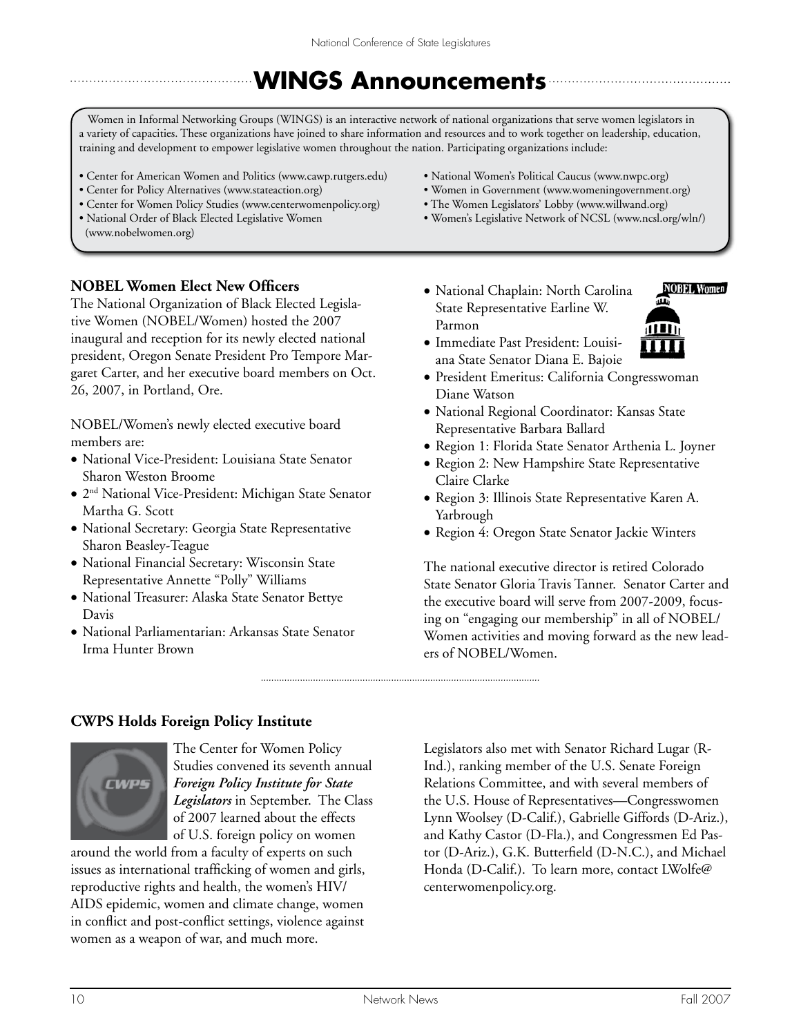# WINGS Announcements

Women in Informal Networking Groups (WINGS) is an interactive network of national organizations that serve women legislators in a variety of capacities. These organizations have joined to share information and resources and to work together on leadership, education, training and development to empower legislative women throughout the nation. Participating organizations include:

- Center for American Women and Politics (www.cawp.rutgers.edu)
- Center for Policy Alternatives (www.stateaction.org)
- Center for Women Policy Studies (www.centerwomenpolicy.org)
- National Order of Black Elected Legislative Women (www.nobelwomen.org)
- National Women's Political Caucus (www.nwpc.org)
- Women in Government (www.womeningovernment.org)
- The Women Legislators' Lobby (www.willwand.org)
- Women's Legislative Network of NCSL (www.ncsl.org/wln/)

## NOBEL Women Elect New Officers

The National Organization of Black Elected Legislative Women (NOBEL/Women) hosted the 2007 inaugural and reception for its newly elected national president, Oregon Senate President Pro Tempore Margaret Carter, and her executive board members on Oct. 26, 2007, in Portland, Ore.

NOBEL/Women's newly elected executive board members are:

- National Vice-President: Louisiana State Senator Sharon Weston Broome
- 2nd National Vice-President: Michigan State Senator Martha G. Scott
- National Secretary: Georgia State Representative Sharon Beasley-Teague
- National Financial Secretary: Wisconsin State Representative Annette "Polly" Williams
- National Treasurer: Alaska State Senator Bettye Davis
- National Parliamentarian: Arkansas State Senator Irma Hunter Brown
- National Chaplain: North Carolina State Representative Earline W. Parmon
- Immediate Past President: Louisiana State Senator Diana E. Bajoie
- President Emeritus: California Congresswoman Diane Watson
- National Regional Coordinator: Kansas State Representative Barbara Ballard
- Region 1: Florida State Senator Arthenia L. Joyner
- Region 2: New Hampshire State Representative Claire Clarke
- Region 3: Illinois State Representative Karen A. Yarbrough
- Region 4: Oregon State Senator Jackie Winters

The national executive director is retired Colorado State Senator Gloria Travis Tanner. Senator Carter and the executive board will serve from 2007-2009, focusing on "engaging our membership" in all of NOBEL/Women activities and moving forward as the new leaders of NOBEL/Women.

## CWPS Holds Foreign Policy Institute

The Center for Women Policy Studies convened its seventh annual ***Foreign Policy Institute for State Legislators*** in September. The Class of 2007 learned about the effects of U.S. foreign policy on women around the world from a faculty of experts on such issues as international trafficking of women and girls, reproductive rights and health, the women's HIV/AIDS epidemic, women and climate change, women in conflict and post-conflict settings, violence against women as a weapon of war, and much more.

Legislators also met with Senator Richard Lugar (R-Ind.), ranking member of the U.S. Senate Foreign Relations Committee, and with several members of the U.S. House of Representatives—Congresswomen Lynn Woolsey (D-Calif.), Gabrielle Giffords (D-Ariz.), and Kathy Castor (D-Fla.), and Congressmen Ed Pastor (D-Ariz.), G.K. Butterfield (D-N.C.), and Michael Honda (D-Calif.). To learn more, contact LWolfe@centerwomenpolicy.org.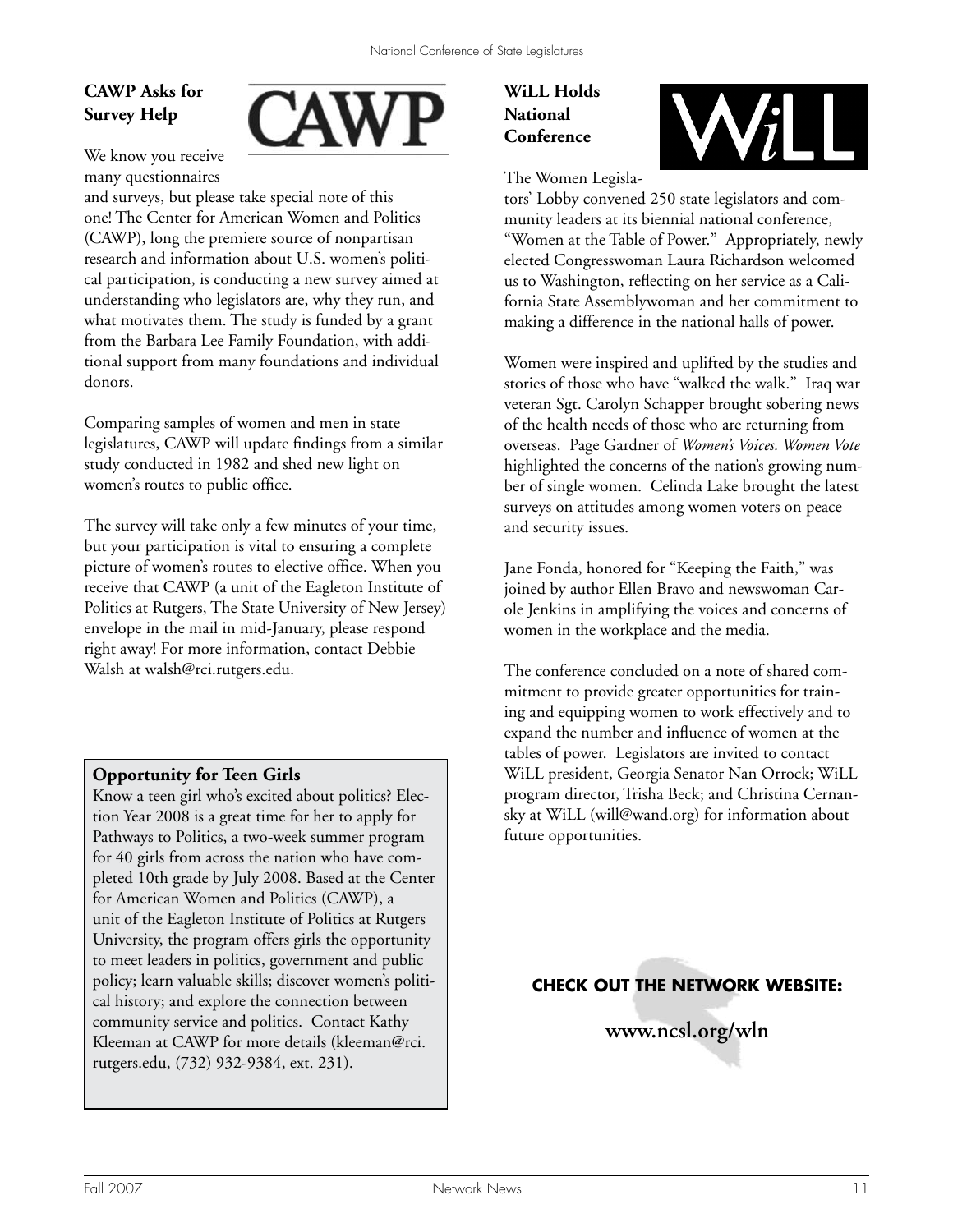## CAWP Asks for Survey Help

We know you receive many questionnaires and surveys, but please take special note of this one! The Center for American Women and Politics (CAWP), long the premiere source of nonpartisan research and information about U.S. women's political participation, is conducting a new survey aimed at understanding who legislators are, why they run, and what motivates them. The study is funded by a grant from the Barbara Lee Family Foundation, with additional support from many foundations and individual donors.

Comparing samples of women and men in state legislatures, CAWP will update findings from a similar study conducted in 1982 and shed new light on women's routes to public office.

The survey will take only a few minutes of your time, but your participation is vital to ensuring a complete picture of women's routes to elective office. When you receive that CAWP (a unit of the Eagleton Institute of Politics at Rutgers, The State University of New Jersey) envelope in the mail in mid-January, please respond right away! For more information, contact Debbie Walsh at walsh@rci.rutgers.edu.

### Opportunity for Teen Girls

Know a teen girl who's excited about politics? Election Year 2008 is a great time for her to apply for Pathways to Politics, a two-week summer program for 40 girls from across the nation who have completed 10th grade by July 2008. Based at the Center for American Women and Politics (CAWP), a unit of the Eagleton Institute of Politics at Rutgers University, the program offers girls the opportunity to meet leaders in politics, government and public policy; learn valuable skills; discover women's political history; and explore the connection between community service and politics. Contact Kathy Kleeman at CAWP for more details (kleeman@rci.rutgers.edu, (732) 932-9384, ext. 231).

## WiLL Holds National Conference

The Women Legislators' Lobby convened 250 state legislators and community leaders at its biennial national conference, "Women at the Table of Power." Appropriately, newly elected Congresswoman Laura Richardson welcomed us to Washington, reflecting on her service as a California State Assemblywoman and her commitment to making a difference in the national halls of power.

Women were inspired and uplifted by the studies and stories of those who have "walked the walk." Iraq war veteran Sgt. Carolyn Schapper brought sobering news of the health needs of those who are returning from overseas. Page Gardner of *Women's Voices. Women Vote* highlighted the concerns of the nation's growing number of single women. Celinda Lake brought the latest surveys on attitudes among women voters on peace and security issues.

Jane Fonda, honored for "Keeping the Faith," was joined by author Ellen Bravo and newswoman Carole Jenkins in amplifying the voices and concerns of women in the workplace and the media.

The conference concluded on a note of shared commitment to provide greater opportunities for training and equipping women to work effectively and to expand the number and influence of women at the tables of power. Legislators are invited to contact WiLL president, Georgia Senator Nan Orrock; WiLL program director, Trisha Beck; and Christina Cernansky at WiLL (will@wand.org) for information about future opportunities.

**CHECK OUT THE NETWORK WEBSITE:**

**www.ncsl.org/wln**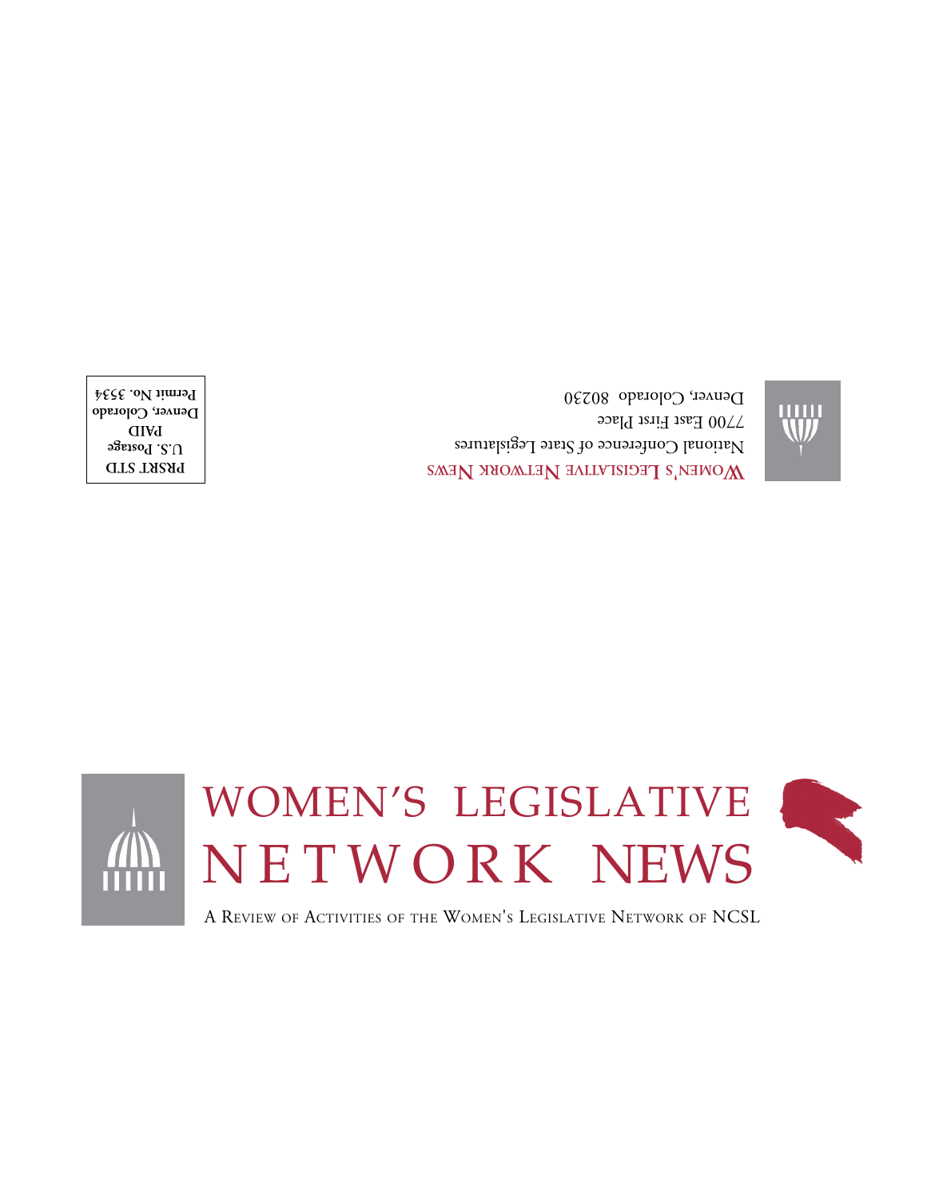Women's Legislative Network News
National Conference of State Legislatures
7700 East First Place
Denver, Colorado 80230

PRSRT STD
U.S. Postage
PAID
Denver, Colorado
Permit No. 3534

# WOMEN'S LEGISLATIVE NETWORK NEWS

A Review of Activities of the Women's Legislative Network of NCSL